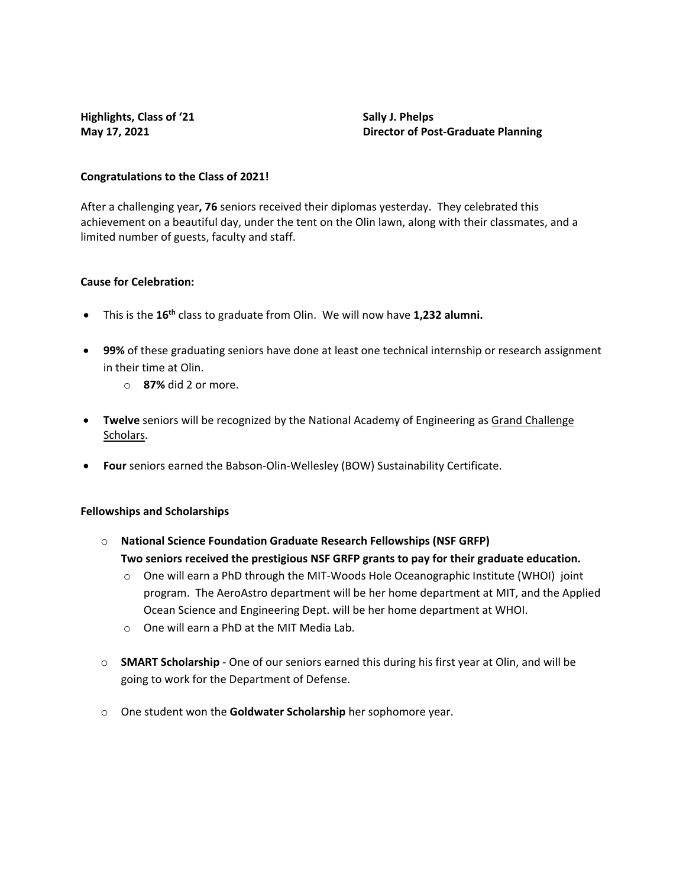**Highlights, Class of '21**
**May 17, 2021**

**Sally J. Phelps**
**Director of Post-Graduate Planning**

**Congratulations to the Class of 2021!**

After a challenging year**, 76** seniors received their diplomas yesterday. They celebrated this achievement on a beautiful day, under the tent on the Olin lawn, along with their classmates, and a limited number of guests, faculty and staff.

**Cause for Celebration:**

- This is the **16th** class to graduate from Olin. We will now have **1,232 alumni.**
- **99%** of these graduating seniors have done at least one technical internship or research assignment in their time at Olin.
  - **87%** did 2 or more.
- **Twelve** seniors will be recognized by the National Academy of Engineering as Grand Challenge Scholars.
- **Four** seniors earned the Babson-Olin-Wellesley (BOW) Sustainability Certificate.

**Fellowships and Scholarships**

- **National Science Foundation Graduate Research Fellowships (NSF GRFP)**
  **Two seniors received the prestigious NSF GRFP grants to pay for their graduate education.**
  - One will earn a PhD through the MIT-Woods Hole Oceanographic Institute (WHOI) joint program. The AeroAstro department will be her home department at MIT, and the Applied Ocean Science and Engineering Dept. will be her home department at WHOI.
  - One will earn a PhD at the MIT Media Lab.
- **SMART Scholarship** - One of our seniors earned this during his first year at Olin, and will be going to work for the Department of Defense.
- One student won the **Goldwater Scholarship** her sophomore year.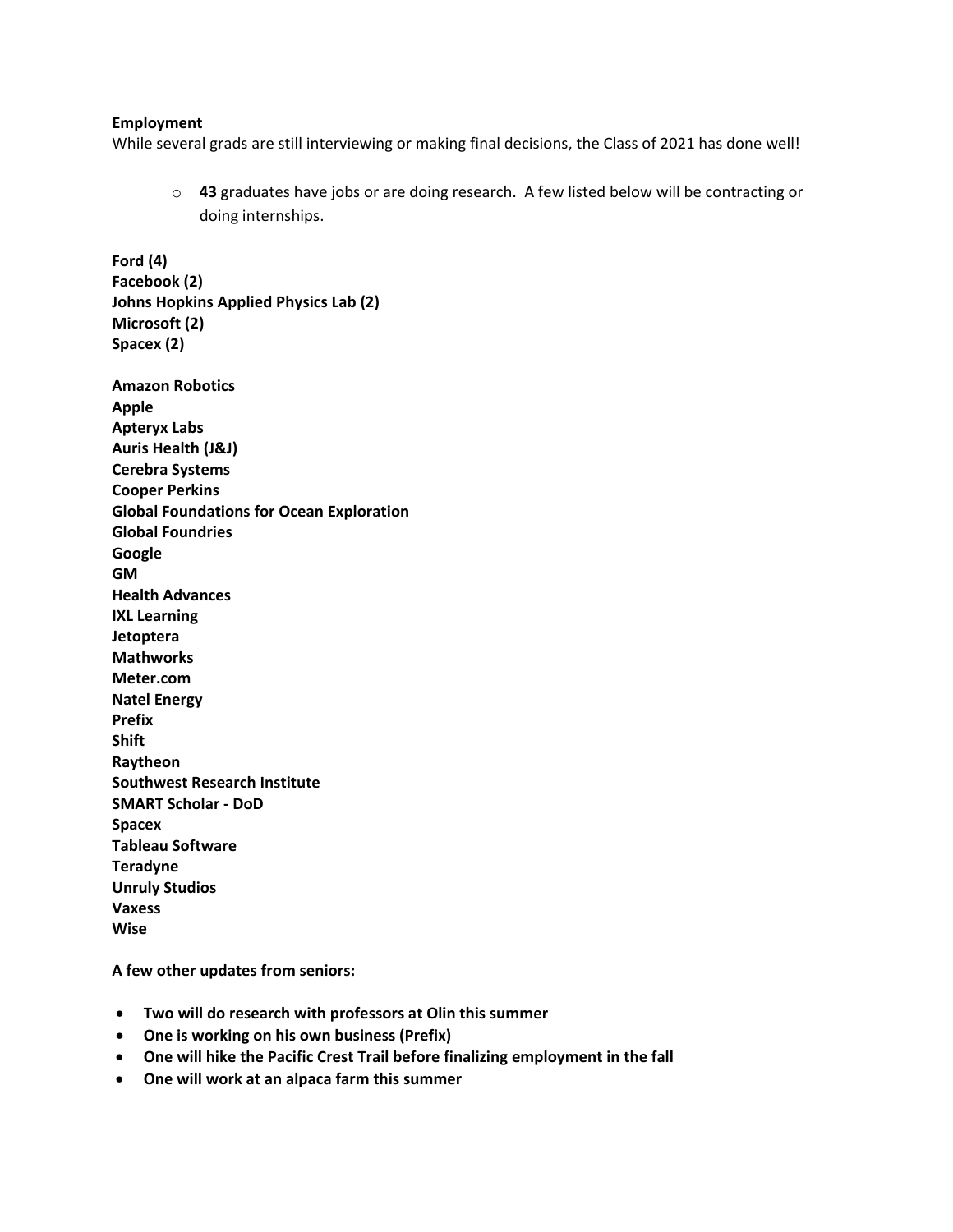**Employment**

While several grads are still interviewing or making final decisions, the Class of 2021 has done well!

- **43** graduates have jobs or are doing research. A few listed below will be contracting or doing internships.

**Ford (4)**
**Facebook (2)**
**Johns Hopkins Applied Physics Lab (2)**
**Microsoft (2)**
**Spacex (2)**

**Amazon Robotics**
**Apple**
**Apteryx Labs**
**Auris Health (J&J)**
**Cerebra Systems**
**Cooper Perkins**
**Global Foundations for Ocean Exploration**
**Global Foundries**
**Google**
**GM**
**Health Advances**
**IXL Learning**
**Jetoptera**
**Mathworks**
**Meter.com**
**Natel Energy**
**Prefix**
**Shift**
**Raytheon**
**Southwest Research Institute**
**SMART Scholar - DoD**
**Spacex**
**Tableau Software**
**Teradyne**
**Unruly Studios**
**Vaxess**
**Wise**

**A few other updates from seniors:**

- **Two will do research with professors at Olin this summer**
- **One is working on his own business (Prefix)**
- **One will hike the Pacific Crest Trail before finalizing employment in the fall**
- **One will work at an alpaca farm this summer**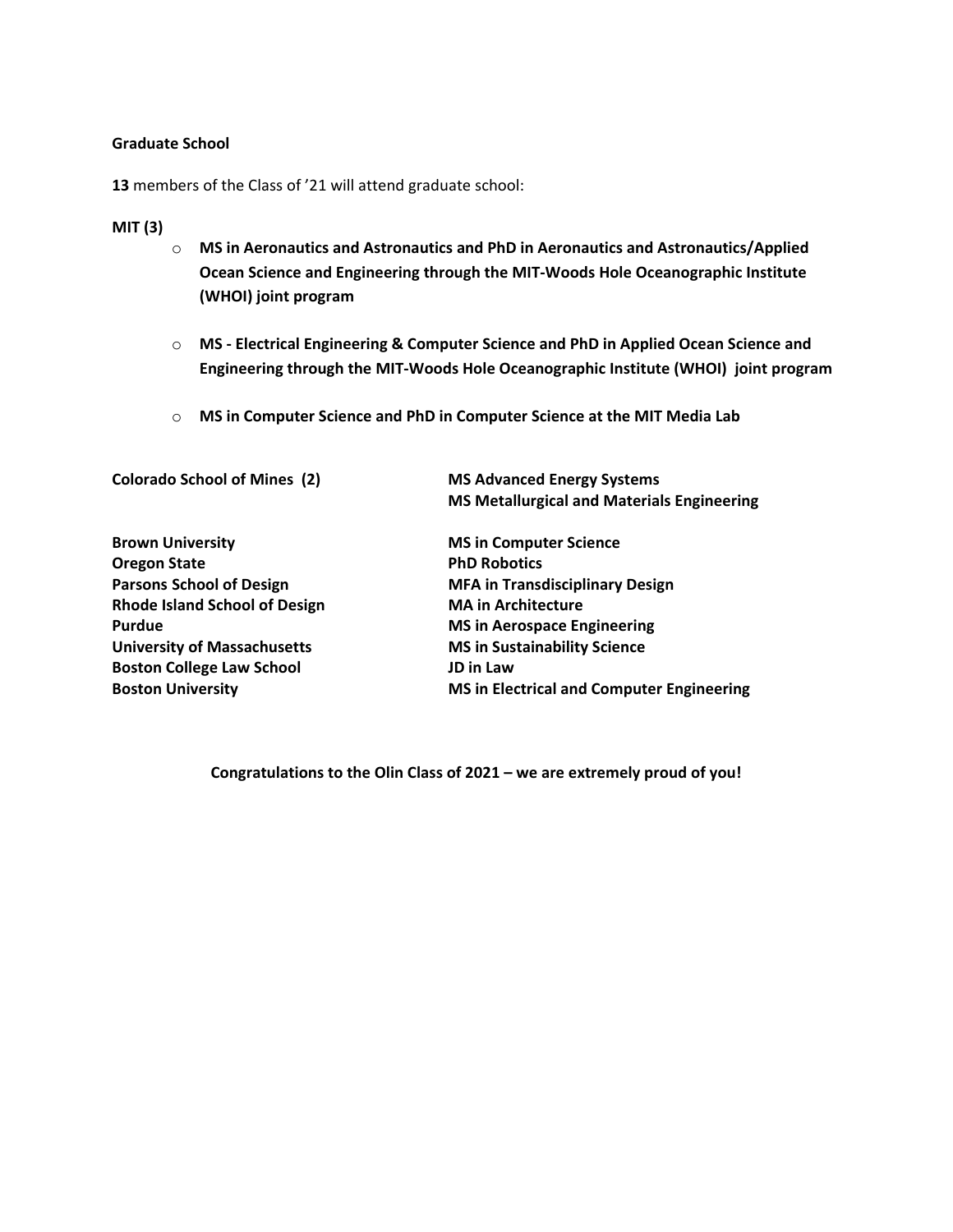**Graduate School**

**13** members of the Class of '21 will attend graduate school:

**MIT (3)**

- **MS in Aeronautics and Astronautics and PhD in Aeronautics and Astronautics/Applied Ocean Science and Engineering through the MIT-Woods Hole Oceanographic Institute (WHOI) joint program**
- **MS - Electrical Engineering & Computer Science and PhD in Applied Ocean Science and Engineering through the MIT-Woods Hole Oceanographic Institute (WHOI) joint program**
- **MS in Computer Science and PhD in Computer Science at the MIT Media Lab**

| | |
|---|---|
| **Colorado School of Mines (2)** | **MS Advanced Energy Systems** |
| | **MS Metallurgical and Materials Engineering** |
| **Brown University** | **MS in Computer Science** |
| **Oregon State** | **PhD Robotics** |
| **Parsons School of Design** | **MFA in Transdisciplinary Design** |
| **Rhode Island School of Design** | **MA in Architecture** |
| **Purdue** | **MS in Aerospace Engineering** |
| **University of Massachusetts** | **MS in Sustainability Science** |
| **Boston College Law School** | **JD in Law** |
| **Boston University** | **MS in Electrical and Computer Engineering** |

**Congratulations to the Olin Class of 2021 – we are extremely proud of you!**